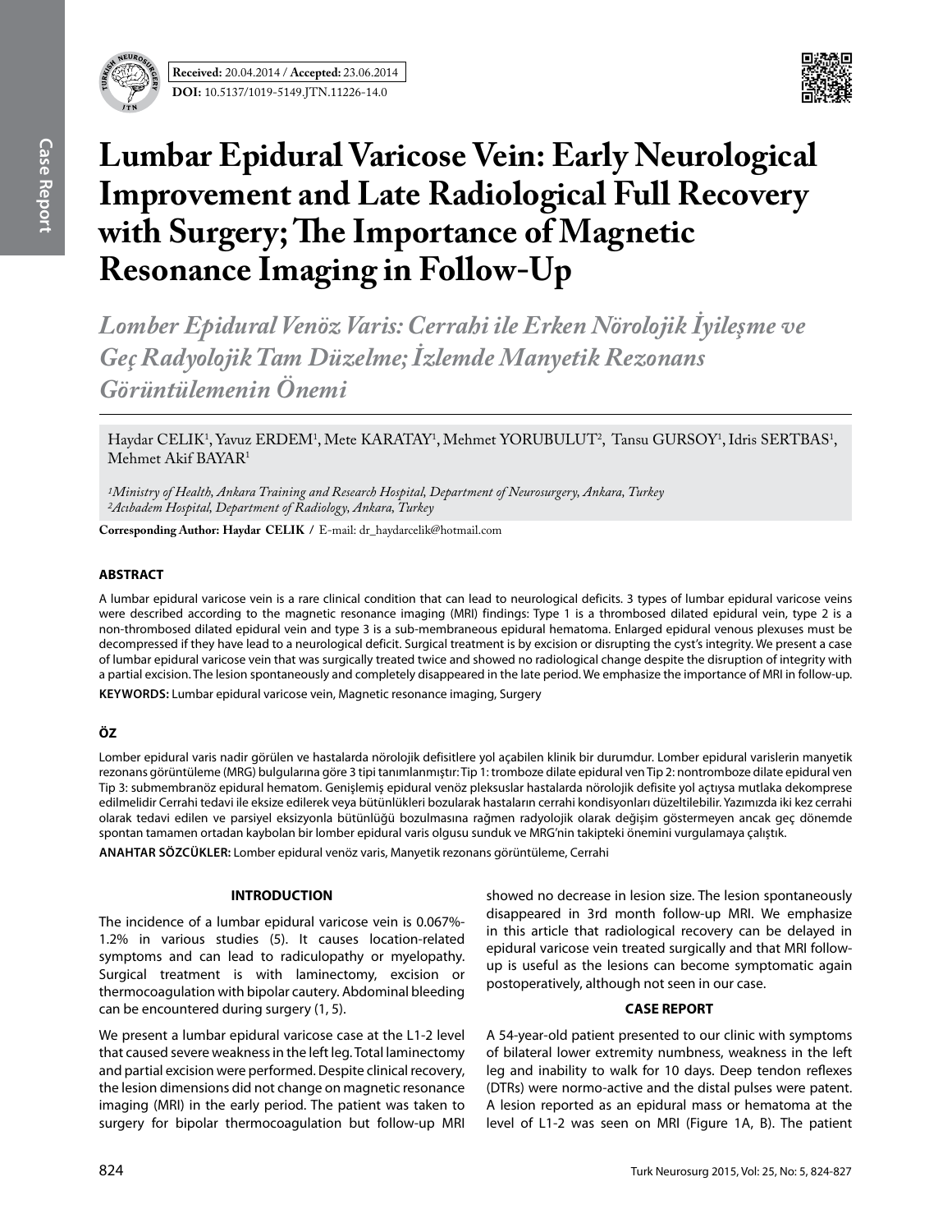**Received:** 20.04.2014 / **Accepted:** 23.06.2014

**DOI:** 10.5137/1019-5149.JTN.11226-14.0

Case Report

# Lumbar Epidural Varicose Vein: Early Neurological Improvement and Late Radiological Full Recovery with Surgery; The Importance of Magnetic Resonance Imaging in Follow-Up

## *Lomber Epidural Venöz Varis: Cerrahi ile Erken Nörolojik İyileşme ve Geç Radyolojik Tam Düzelme; İzlemde Manyetik Rezonans Görüntülemenin Önemi*

Haydar CELIK[1], Yavuz ERDEM[1], Mete KARATAY[1], Mehmet YORUBULUT[2], Tansu GURSOY[1], Idris SERTBAS[1], Mehmet Akif BAYAR[1]

*[1]Ministry of Health, Ankara Training and Research Hospital, Department of Neurosurgery, Ankara, Turkey*
*[2]Acıbadem Hospital, Department of Radiology, Ankara, Turkey*

**Corresponding Author: Haydar CELIK /** E-mail: dr_haydarcelik@hotmail.com

### ABSTRACT

A lumbar epidural varicose vein is a rare clinical condition that can lead to neurological deficits. 3 types of lumbar epidural varicose veins were described according to the magnetic resonance imaging (MRI) findings: Type 1 is a thrombosed dilated epidural vein, type 2 is a non-thrombosed dilated epidural vein and type 3 is a sub-membraneous epidural hematoma. Enlarged epidural venous plexuses must be decompressed if they have lead to a neurological deficit. Surgical treatment is by excision or disrupting the cyst's integrity. We present a case of lumbar epidural varicose vein that was surgically treated twice and showed no radiological change despite the disruption of integrity with a partial excision. The lesion spontaneously and completely disappeared in the late period. We emphasize the importance of MRI in follow-up.

**KEYWORDS:** Lumbar epidural varicose vein, Magnetic resonance imaging, Surgery

### ÖZ

Lomber epidural varis nadir görülen ve hastalarda nörolojik defisitlere yol açabilen klinik bir durumdur. Lomber epidural varislerin manyetik rezonans görüntüleme (MRG) bulgularına göre 3 tipi tanımlanmıştır: Tip 1: tromboze dilate epidural ven Tip 2: nontromboze dilate epidural ven Tip 3: submembranöz epidural hematom. Genişlemiş epidural venöz pleksuslar hastalarda nörolojik defisite yol açtıysa mutlaka dekomprese edilmelidir Cerrahi tedavi ile eksize edilerek veya bütünlükleri bozularak hastaların cerrahi kondisyonları düzeltilebilir. Yazımızda iki kez cerrahi olarak tedavi edilen ve parsiyel eksizyonla bütünlüğü bozulmasına rağmen radyolojik olarak değişim göstermeyen ancak geç dönemde spontan tamamen ortadan kaybolan bir lomber epidural varis olgusu sunduk ve MRG'nin takipteki önemini vurgulamaya çalıştık.

**ANAHTAR SÖZCÜKLER:** Lomber epidural venöz varis, Manyetik rezonans görüntüleme, Cerrahi

### INTRODUCTION

The incidence of a lumbar epidural varicose vein is 0.067%-1.2% in various studies (5). It causes location-related symptoms and can lead to radiculopathy or myelopathy. Surgical treatment is with laminectomy, excision or thermocoagulation with bipolar cautery. Abdominal bleeding can be encountered during surgery (1, 5).

We present a lumbar epidural varicose case at the L1-2 level that caused severe weakness in the left leg. Total laminectomy and partial excision were performed. Despite clinical recovery, the lesion dimensions did not change on magnetic resonance imaging (MRI) in the early period. The patient was taken to surgery for bipolar thermocoagulation but follow-up MRI showed no decrease in lesion size. The lesion spontaneously disappeared in 3rd month follow-up MRI. We emphasize in this article that radiological recovery can be delayed in epidural varicose vein treated surgically and that MRI follow-up is useful as the lesions can become symptomatic again postoperatively, although not seen in our case.

### CASE REPORT

A 54-year-old patient presented to our clinic with symptoms of bilateral lower extremity numbness, weakness in the left leg and inability to walk for 10 days. Deep tendon reflexes (DTRs) were normo-active and the distal pulses were patent. A lesion reported as an epidural mass or hematoma at the level of L1-2 was seen on MRI (Figure 1A, B). The patient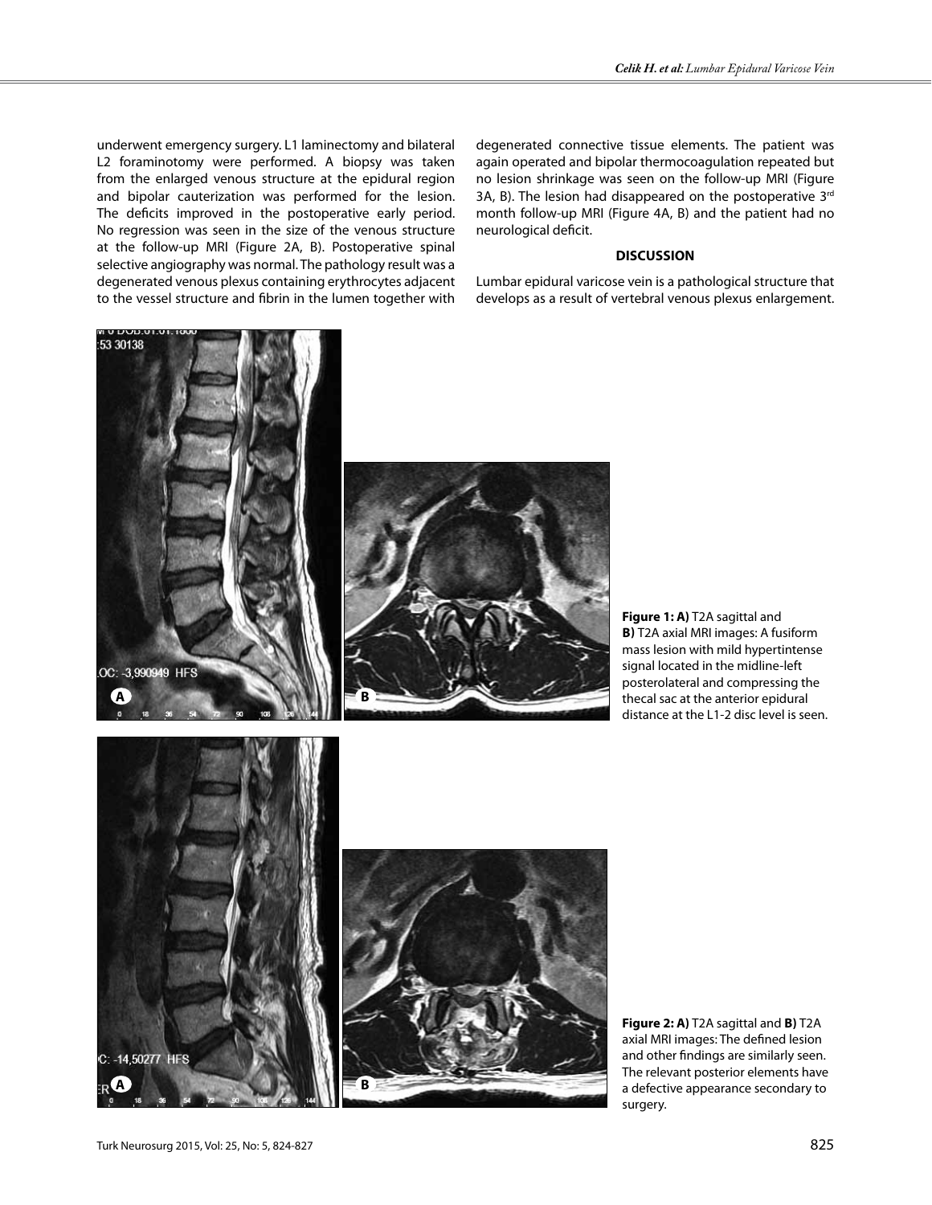underwent emergency surgery. L1 laminectomy and bilateral L2 foraminotomy were performed. A biopsy was taken from the enlarged venous structure at the epidural region and bipolar cauterization was performed for the lesion. The deficits improved in the postoperative early period. No regression was seen in the size of the venous structure at the follow-up MRI (Figure 2A, B). Postoperative spinal selective angiography was normal. The pathology result was a degenerated venous plexus containing erythrocytes adjacent to the vessel structure and fibrin in the lumen together with degenerated connective tissue elements. The patient was again operated and bipolar thermocoagulation repeated but no lesion shrinkage was seen on the follow-up MRI (Figure 3A, B). The lesion had disappeared on the postoperative 3rd month follow-up MRI (Figure 4A, B) and the patient had no neurological deficit.

## DISCUSSION

Lumbar epidural varicose vein is a pathological structure that develops as a result of vertebral venous plexus enlargement.

**Figure 1: A)** T2A sagittal and **B)** T2A axial MRI images: A fusiform mass lesion with mild hypertintense signal located in the midline-left posterolateral and compressing the thecal sac at the anterior epidural distance at the L1-2 disc level is seen.

**Figure 2: A)** T2A sagittal and **B)** T2A axial MRI images: The defined lesion and other findings are similarly seen. The relevant posterior elements have a defective appearance secondary to surgery.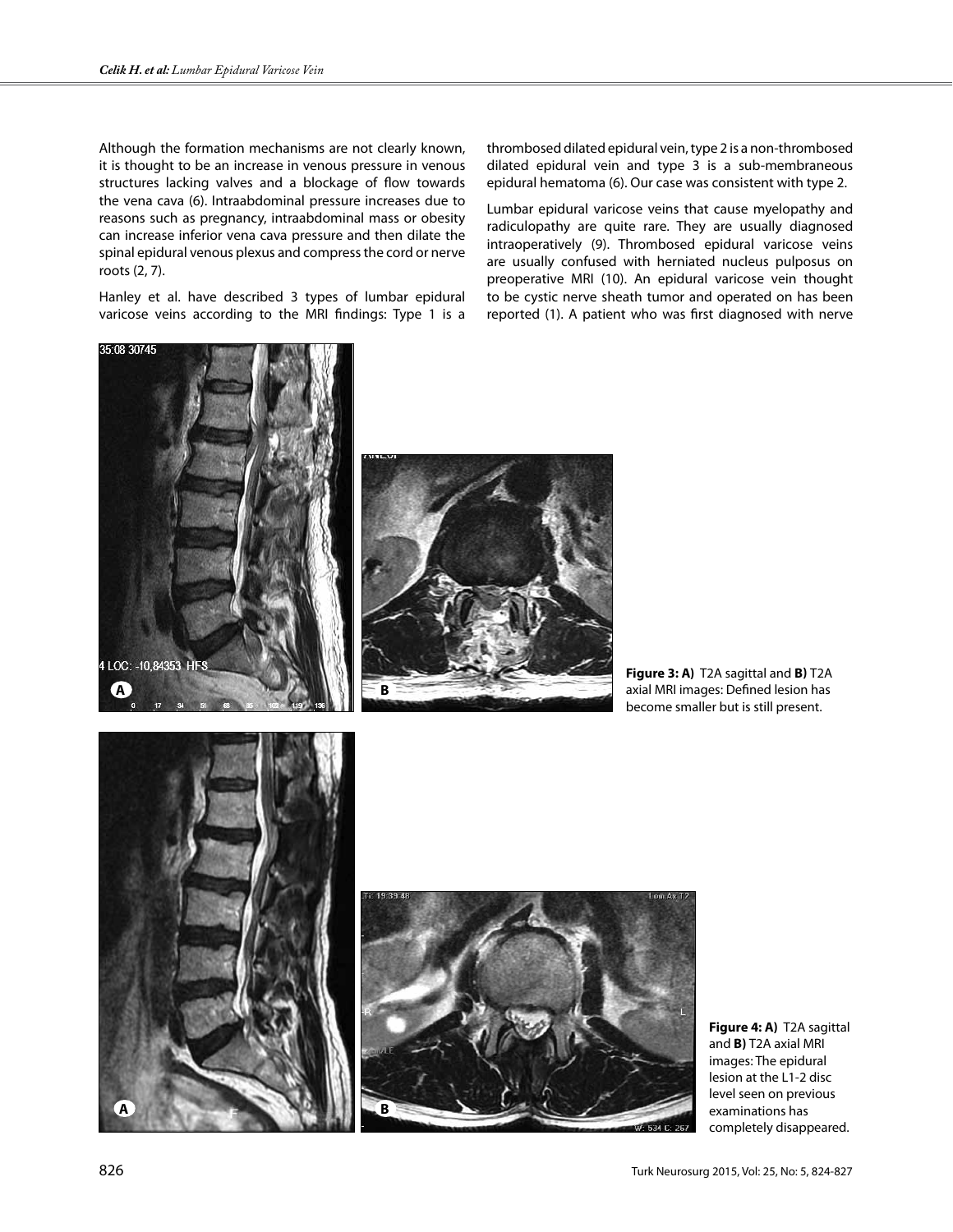Although the formation mechanisms are not clearly known, it is thought to be an increase in venous pressure in venous structures lacking valves and a blockage of flow towards the vena cava (6). Intraabdominal pressure increases due to reasons such as pregnancy, intraabdominal mass or obesity can increase inferior vena cava pressure and then dilate the spinal epidural venous plexus and compress the cord or nerve roots (2, 7).

Hanley et al. have described 3 types of lumbar epidural varicose veins according to the MRI findings: Type 1 is a thrombosed dilated epidural vein, type 2 is a non-thrombosed dilated epidural vein and type 3 is a sub-membraneous epidural hematoma (6). Our case was consistent with type 2.

Lumbar epidural varicose veins that cause myelopathy and radiculopathy are quite rare. They are usually diagnosed intraoperatively (9). Thrombosed epidural varicose veins are usually confused with herniated nucleus pulposus on preoperative MRI (10). An epidural varicose vein thought to be cystic nerve sheath tumor and operated on has been reported (1). A patient who was first diagnosed with nerve

**Figure 3: A)** T2A sagittal and **B)** T2A axial MRI images: Defined lesion has become smaller but is still present.

**Figure 4: A)** T2A sagittal and **B)** T2A axial MRI images: The epidural lesion at the L1-2 disc level seen on previous examinations has completely disappeared.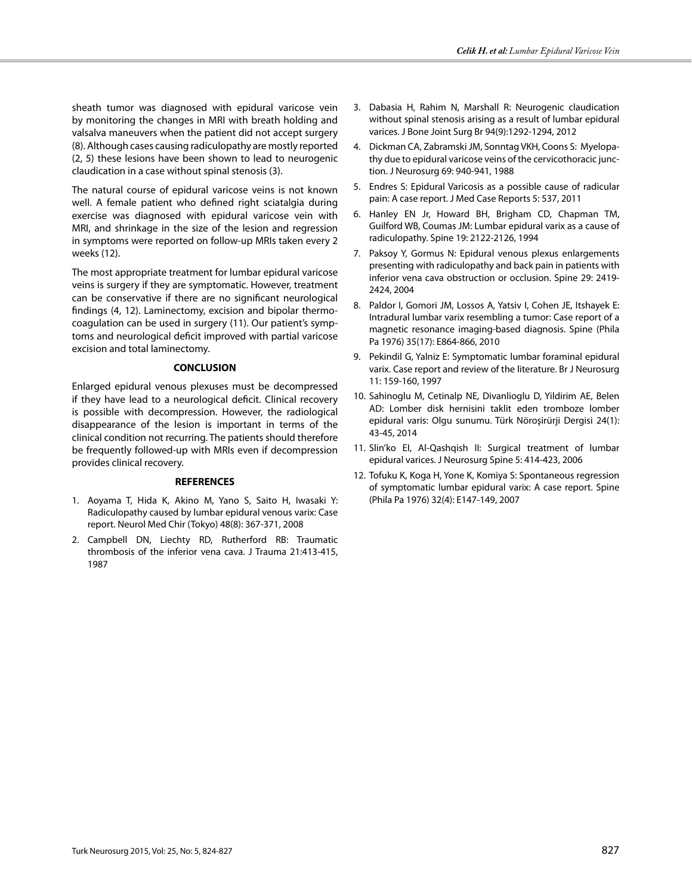sheath tumor was diagnosed with epidural varicose vein by monitoring the changes in MRI with breath holding and valsalva maneuvers when the patient did not accept surgery (8). Although cases causing radiculopathy are mostly reported (2, 5) these lesions have been shown to lead to neurogenic claudication in a case without spinal stenosis (3).

The natural course of epidural varicose veins is not known well. A female patient who defined right sciatalgia during exercise was diagnosed with epidural varicose vein with MRI, and shrinkage in the size of the lesion and regression in symptoms were reported on follow-up MRIs taken every 2 weeks (12).

The most appropriate treatment for lumbar epidural varicose veins is surgery if they are symptomatic. However, treatment can be conservative if there are no significant neurological findings (4, 12). Laminectomy, excision and bipolar thermocoagulation can be used in surgery (11). Our patient's symptoms and neurological deficit improved with partial varicose excision and total laminectomy.

## CONCLUSION

Enlarged epidural venous plexuses must be decompressed if they have lead to a neurological deficit. Clinical recovery is possible with decompression. However, the radiological disappearance of the lesion is important in terms of the clinical condition not recurring. The patients should therefore be frequently followed-up with MRIs even if decompression provides clinical recovery.

## REFERENCES

1. Aoyama T, Hida K, Akino M, Yano S, Saito H, Iwasaki Y: Radiculopathy caused by lumbar epidural venous varix: Case report. Neurol Med Chir (Tokyo) 48(8): 367-371, 2008
2. Campbell DN, Liechty RD, Rutherford RB: Traumatic thrombosis of the inferior vena cava. J Trauma 21:413-415, 1987
3. Dabasia H, Rahim N, Marshall R: Neurogenic claudication without spinal stenosis arising as a result of lumbar epidural varices. J Bone Joint Surg Br 94(9):1292-1294, 2012
4. Dickman CA, Zabramski JM, Sonntag VKH, Coons S: Myelopathy due to epidural varicose veins of the cervicothoracic junction. J Neurosurg 69: 940-941, 1988
5. Endres S: Epidural Varicosis as a possible cause of radicular pain: A case report. J Med Case Reports 5: 537, 2011
6. Hanley EN Jr, Howard BH, Brigham CD, Chapman TM, Guilford WB, Coumas JM: Lumbar epidural varix as a cause of radiculopathy. Spine 19: 2122-2126, 1994
7. Paksoy Y, Gormus N: Epidural venous plexus enlargements presenting with radiculopathy and back pain in patients with inferior vena cava obstruction or occlusion. Spine 29: 2419-2424, 2004
8. Paldor I, Gomori JM, Lossos A, Yatsiv I, Cohen JE, Itshayek E: Intradural lumbar varix resembling a tumor: Case report of a magnetic resonance imaging-based diagnosis. Spine (Phila Pa 1976) 35(17): E864-866, 2010
9. Pekindil G, Yalniz E: Symptomatic lumbar foraminal epidural varix. Case report and review of the literature. Br J Neurosurg 11: 159-160, 1997
10. Sahinoglu M, Cetinalp NE, Divanlioglu D, Yildirim AE, Belen AD: Lomber disk hernisini taklit eden tromboze lomber epidural varis: Olgu sunumu. Türk Nöroşirürji Dergisi 24(1): 43-45, 2014
11. Slin'ko EI, Al-Qashqish II: Surgical treatment of lumbar epidural varices. J Neurosurg Spine 5: 414-423, 2006
12. Tofuku K, Koga H, Yone K, Komiya S: Spontaneous regression of symptomatic lumbar epidural varix: A case report. Spine (Phila Pa 1976) 32(4): E147-149, 2007